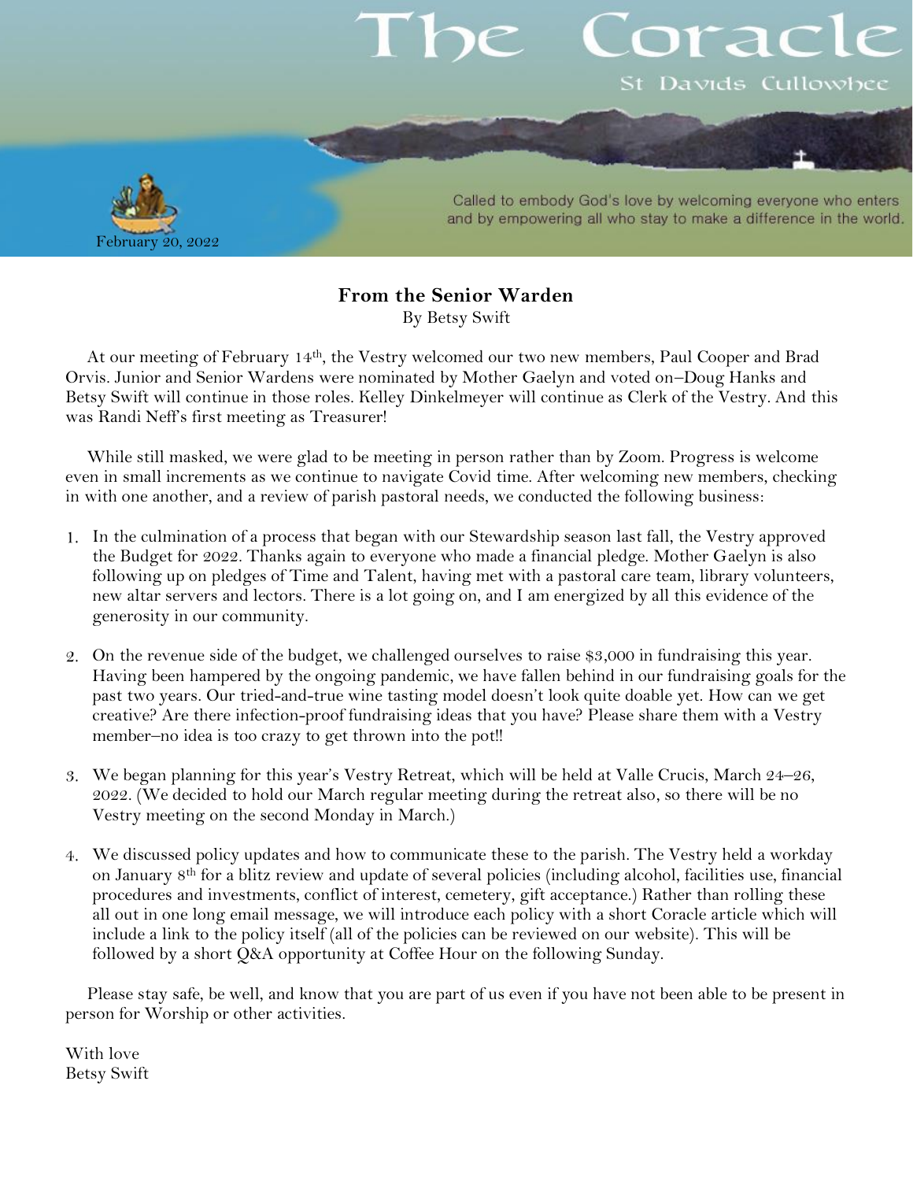# The Coracle

St Davids Cullowhee

February 20, 2022

Called to embody God's love by welcoming everyone who enters and by empowering all who stay to make a difference in the world.

## From the Senior Warden

By Betsy Swift

At our meeting of February 14th, the Vestry welcomed our two new members, Paul Cooper and Brad Orvis. Junior and Senior Wardens were nominated by Mother Gaelyn and voted on–Doug Hanks and Betsy Swift will continue in those roles. Kelley Dinkelmeyer will continue as Clerk of the Vestry. And this was Randi Neff's first meeting as Treasurer!

While still masked, we were glad to be meeting in person rather than by Zoom. Progress is welcome even in small increments as we continue to navigate Covid time. After welcoming new members, checking in with one another, and a review of parish pastoral needs, we conducted the following business:

1. In the culmination of a process that began with our Stewardship season last fall, the Vestry approved the Budget for 2022. Thanks again to everyone who made a financial pledge. Mother Gaelyn is also following up on pledges of Time and Talent, having met with a pastoral care team, library volunteers, new altar servers and lectors. There is a lot going on, and I am energized by all this evidence of the generosity in our community.

2. On the revenue side of the budget, we challenged ourselves to raise $3,000 in fundraising this year. Having been hampered by the ongoing pandemic, we have fallen behind in our fundraising goals for the past two years. Our tried-and-true wine tasting model doesn't look quite doable yet. How can we get creative? Are there infection-proof fundraising ideas that you have? Please share them with a Vestry member–no idea is too crazy to get thrown into the pot!!

3. We began planning for this year's Vestry Retreat, which will be held at Valle Crucis, March 24–26, 2022. (We decided to hold our March regular meeting during the retreat also, so there will be no Vestry meeting on the second Monday in March.)

4. We discussed policy updates and how to communicate these to the parish. The Vestry held a workday on January 8th for a blitz review and update of several policies (including alcohol, facilities use, financial procedures and investments, conflict of interest, cemetery, gift acceptance.) Rather than rolling these all out in one long email message, we will introduce each policy with a short Coracle article which will include a link to the policy itself (all of the policies can be reviewed on our website). This will be followed by a short Q&A opportunity at Coffee Hour on the following Sunday.

Please stay safe, be well, and know that you are part of us even if you have not been able to be present in person for Worship or other activities.

With love  
Betsy Swift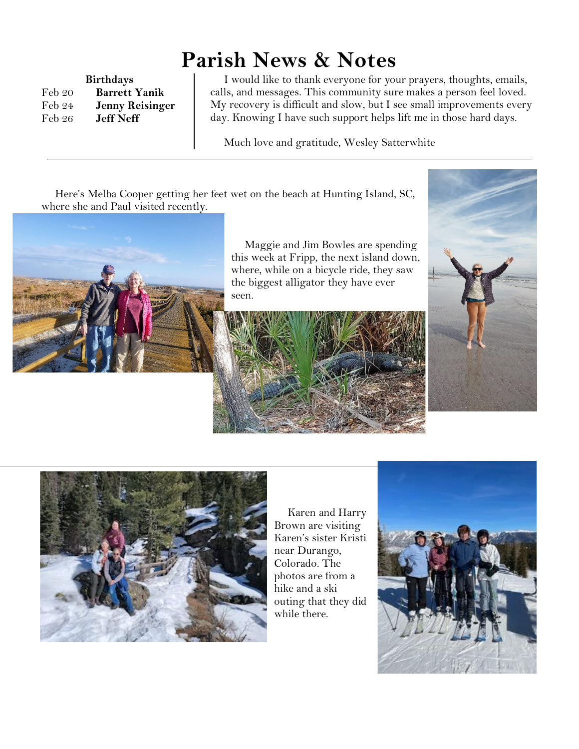# Parish News & Notes

**Birthdays**

| | |
|---|---|
| Feb 20 | **Barrett Yanik** |
| Feb 24 | **Jenny Reisinger** |
| Feb 26 | **Jeff Neff** |

I would like to thank everyone for your prayers, thoughts, emails, calls, and messages. This community sure makes a person feel loved. My recovery is difficult and slow, but I see small improvements every day. Knowing I have such support helps lift me in those hard days.

Much love and gratitude, Wesley Satterwhite

---

Here's Melba Cooper getting her feet wet on the beach at Hunting Island, SC, where she and Paul visited recently.

Maggie and Jim Bowles are spending this week at Fripp, the next island down, where, while on a bicycle ride, they saw the biggest alligator they have ever seen.

---

Karen and Harry Brown are visiting Karen's sister Kristi near Durango, Colorado. The photos are from a hike and a ski outing that they did while there.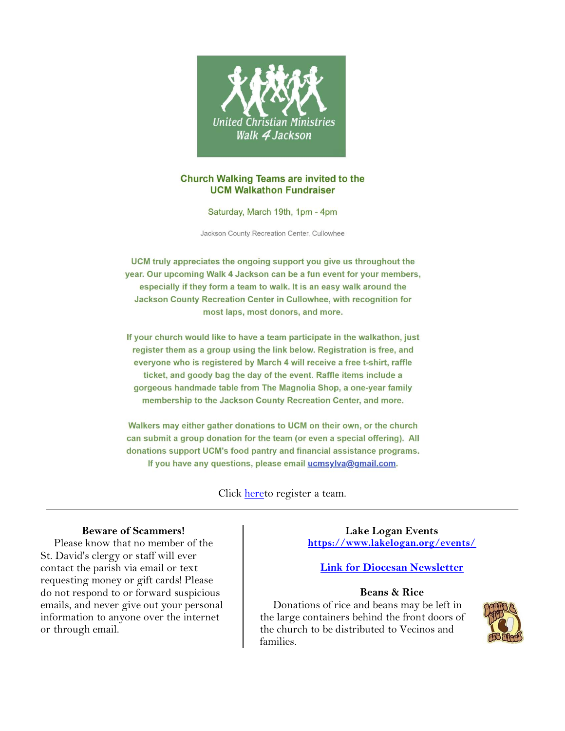United Christian Ministries Walk 4 Jackson

**Church Walking Teams are invited to the UCM Walkathon Fundraiser**

Saturday, March 19th, 1pm - 4pm

Jackson County Recreation Center, Cullowhee

**UCM truly appreciates the ongoing support you give us throughout the year. Our upcoming Walk 4 Jackson can be a fun event for your members, especially if they form a team to walk. It is an easy walk around the Jackson County Recreation Center in Cullowhee, with recognition for most laps, most donors, and more.**

**If your church would like to have a team participate in the walkathon, just register them as a group using the link below. Registration is free, and everyone who is registered by March 4 will receive a free t-shirt, raffle ticket, and goody bag the day of the event. Raffle items include a gorgeous handmade table from The Magnolia Shop, a one-year family membership to the Jackson County Recreation Center, and more.**

**Walkers may either gather donations to UCM on their own, or the church can submit a group donation for the team (or even a special offering). All donations support UCM's food pantry and financial assistance programs. If you have any questions, please email [ucmsylva@gmail.com](mailto:ucmsylva@gmail.com).**

Click [here](#)to register a team.

---

**Beware of Scammers!**

Please know that no member of the St. David's clergy or staff will ever contact the parish via email or text requesting money or gift cards! Please do not respond to or forward suspicious emails, and never give out your personal information to anyone over the internet or through email.

**Lake Logan Events**

**[https://www.lakelogan.org/events/](https://www.lakelogan.org/events/)**

**[Link for Diocesan Newsletter](#)**

**Beans & Rice**

Donations of rice and beans may be left in the large containers behind the front doors of the church to be distributed to Vecinos and families.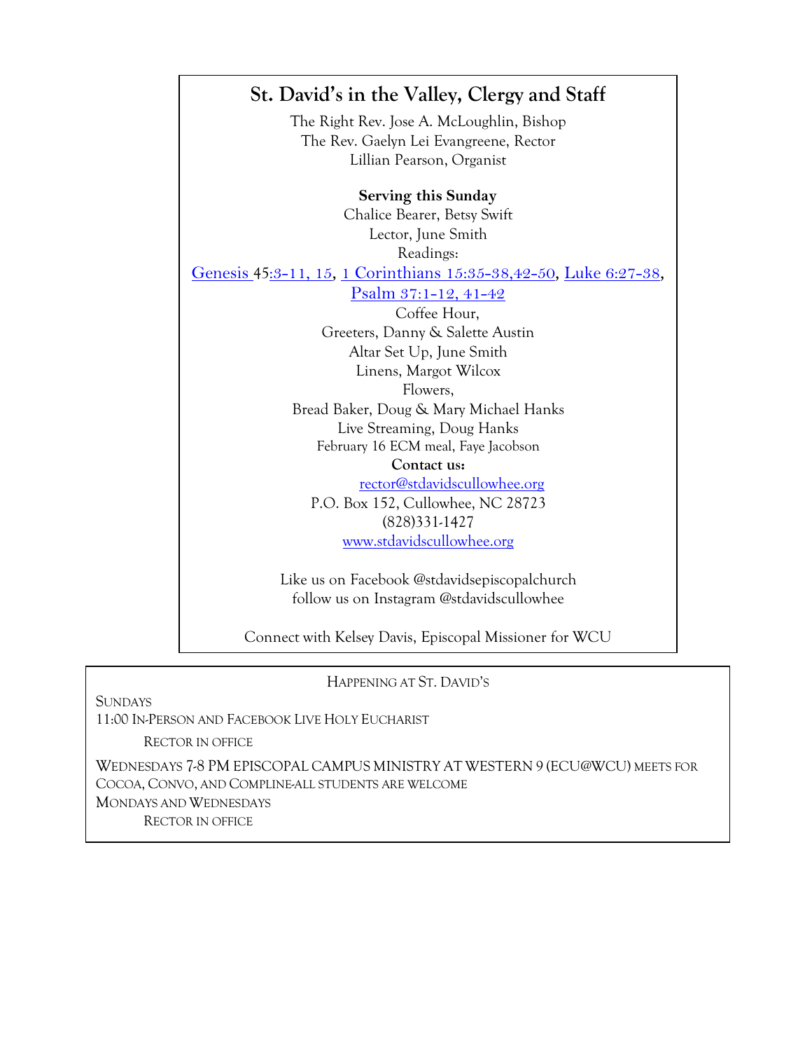## St. David's in the Valley, Clergy and Staff

The Right Rev. Jose A. McLoughlin, Bishop
The Rev. Gaelyn Lei Evangreene, Rector
Lillian Pearson, Organist

**Serving this Sunday**

Chalice Bearer, Betsy Swift
Lector, June Smith
Readings:
Genesis 45:3-11, 15, 1 Corinthians 15:35-38,42-50, Luke 6:27-38, Psalm 37:1-12, 41-42
Coffee Hour,
Greeters, Danny & Salette Austin
Altar Set Up, June Smith
Linens, Margot Wilcox
Flowers,
Bread Baker, Doug & Mary Michael Hanks
Live Streaming, Doug Hanks
February 16 ECM meal, Faye Jacobson

**Contact us:**

rector@stdavidscullowhee.org
P.O. Box 152, Cullowhee, NC 28723
(828)331-1427
www.stdavidscullowhee.org

Like us on Facebook @stdavidsepiscopalchurch
follow us on Instagram @stdavidscullowhee

Connect with Kelsey Davis, Episcopal Missioner for WCU

HAPPENING AT ST. DAVID'S

SUNDAYS
11:00 IN-PERSON AND FACEBOOK LIVE HOLY EUCHARIST
RECTOR IN OFFICE

WEDNESDAYS 7-8 PM EPISCOPAL CAMPUS MINISTRY AT WESTERN 9 (ECU@WCU) MEETS FOR COCOA, CONVO, AND COMPLINE-ALL STUDENTS ARE WELCOME
MONDAYS AND WEDNESDAYS
RECTOR IN OFFICE